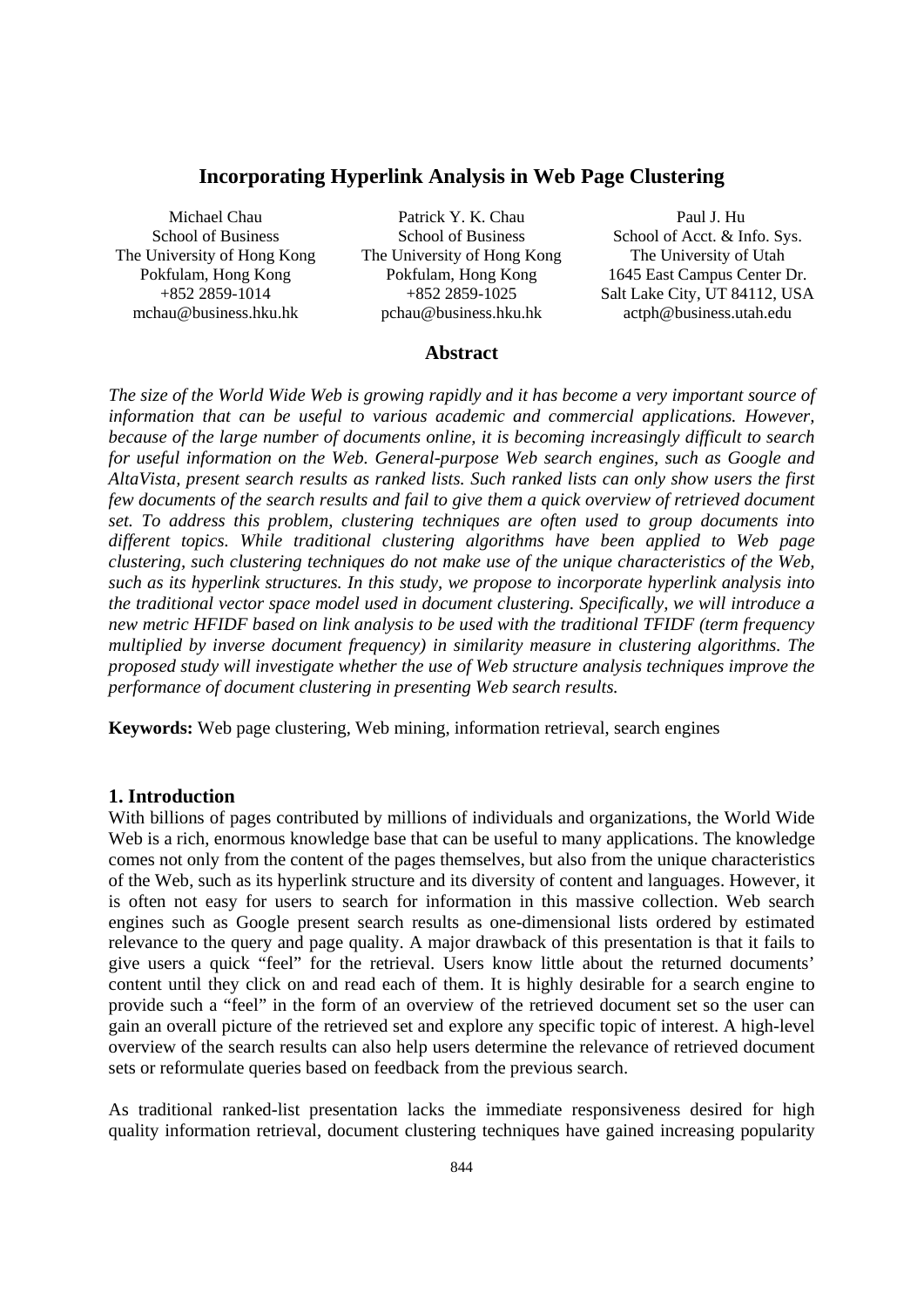# Incorporating Hyperlink Analysis in Web Page Clustering

Michael Chau
School of Business
The University of Hong Kong
Pokfulam, Hong Kong
+852 2859-1014
mchau@business.hku.hk

Patrick Y. K. Chau
School of Business
The University of Hong Kong
Pokfulam, Hong Kong
+852 2859-1025
pchau@business.hku.hk

Paul J. Hu
School of Acct. & Info. Sys.
The University of Utah
1645 East Campus Center Dr.
Salt Lake City, UT 84112, USA
actph@business.utah.edu

## Abstract

*The size of the World Wide Web is growing rapidly and it has become a very important source of information that can be useful to various academic and commercial applications. However, because of the large number of documents online, it is becoming increasingly difficult to search for useful information on the Web. General-purpose Web search engines, such as Google and AltaVista, present search results as ranked lists. Such ranked lists can only show users the first few documents of the search results and fail to give them a quick overview of retrieved document set. To address this problem, clustering techniques are often used to group documents into different topics. While traditional clustering algorithms have been applied to Web page clustering, such clustering techniques do not make use of the unique characteristics of the Web, such as its hyperlink structures. In this study, we propose to incorporate hyperlink analysis into the traditional vector space model used in document clustering. Specifically, we will introduce a new metric HFIDF based on link analysis to be used with the traditional TFIDF (term frequency multiplied by inverse document frequency) in similarity measure in clustering algorithms. The proposed study will investigate whether the use of Web structure analysis techniques improve the performance of document clustering in presenting Web search results.*

**Keywords:** Web page clustering, Web mining, information retrieval, search engines

## 1. Introduction

With billions of pages contributed by millions of individuals and organizations, the World Wide Web is a rich, enormous knowledge base that can be useful to many applications. The knowledge comes not only from the content of the pages themselves, but also from the unique characteristics of the Web, such as its hyperlink structure and its diversity of content and languages. However, it is often not easy for users to search for information in this massive collection. Web search engines such as Google present search results as one-dimensional lists ordered by estimated relevance to the query and page quality. A major drawback of this presentation is that it fails to give users a quick "feel" for the retrieval. Users know little about the returned documents' content until they click on and read each of them. It is highly desirable for a search engine to provide such a "feel" in the form of an overview of the retrieved document set so the user can gain an overall picture of the retrieved set and explore any specific topic of interest. A high-level overview of the search results can also help users determine the relevance of retrieved document sets or reformulate queries based on feedback from the previous search.

As traditional ranked-list presentation lacks the immediate responsiveness desired for high quality information retrieval, document clustering techniques have gained increasing popularity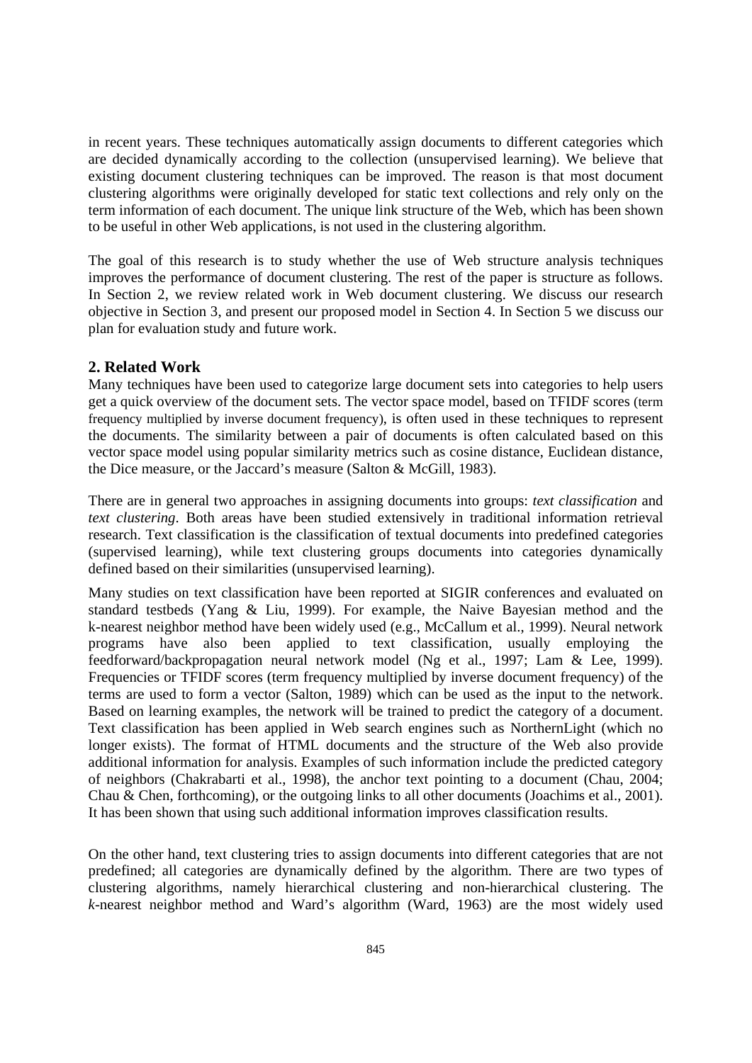in recent years. These techniques automatically assign documents to different categories which are decided dynamically according to the collection (unsupervised learning). We believe that existing document clustering techniques can be improved. The reason is that most document clustering algorithms were originally developed for static text collections and rely only on the term information of each document. The unique link structure of the Web, which has been shown to be useful in other Web applications, is not used in the clustering algorithm.

The goal of this research is to study whether the use of Web structure analysis techniques improves the performance of document clustering. The rest of the paper is structure as follows. In Section 2, we review related work in Web document clustering. We discuss our research objective in Section 3, and present our proposed model in Section 4. In Section 5 we discuss our plan for evaluation study and future work.

## 2. Related Work

Many techniques have been used to categorize large document sets into categories to help users get a quick overview of the document sets. The vector space model, based on TFIDF scores (term frequency multiplied by inverse document frequency), is often used in these techniques to represent the documents. The similarity between a pair of documents is often calculated based on this vector space model using popular similarity metrics such as cosine distance, Euclidean distance, the Dice measure, or the Jaccard's measure (Salton & McGill, 1983).

There are in general two approaches in assigning documents into groups: *text classification* and *text clustering*. Both areas have been studied extensively in traditional information retrieval research. Text classification is the classification of textual documents into predefined categories (supervised learning), while text clustering groups documents into categories dynamically defined based on their similarities (unsupervised learning).

Many studies on text classification have been reported at SIGIR conferences and evaluated on standard testbeds (Yang & Liu, 1999). For example, the Naive Bayesian method and the k-nearest neighbor method have been widely used (e.g., McCallum et al., 1999). Neural network programs have also been applied to text classification, usually employing the feedforward/backpropagation neural network model (Ng et al., 1997; Lam & Lee, 1999). Frequencies or TFIDF scores (term frequency multiplied by inverse document frequency) of the terms are used to form a vector (Salton, 1989) which can be used as the input to the network. Based on learning examples, the network will be trained to predict the category of a document. Text classification has been applied in Web search engines such as NorthernLight (which no longer exists). The format of HTML documents and the structure of the Web also provide additional information for analysis. Examples of such information include the predicted category of neighbors (Chakrabarti et al., 1998), the anchor text pointing to a document (Chau, 2004; Chau & Chen, forthcoming), or the outgoing links to all other documents (Joachims et al., 2001). It has been shown that using such additional information improves classification results.

On the other hand, text clustering tries to assign documents into different categories that are not predefined; all categories are dynamically defined by the algorithm. There are two types of clustering algorithms, namely hierarchical clustering and non-hierarchical clustering. The *k*-nearest neighbor method and Ward's algorithm (Ward, 1963) are the most widely used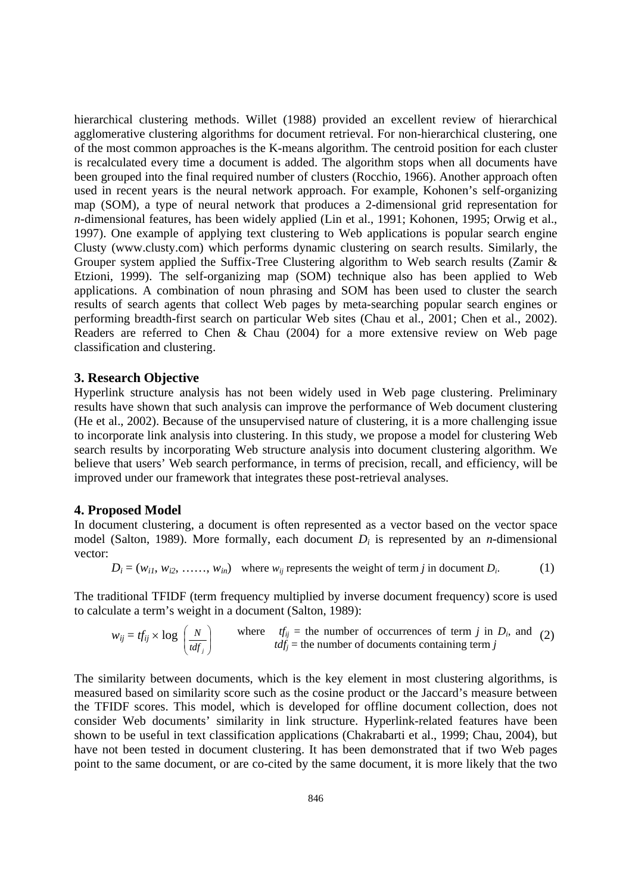hierarchical clustering methods. Willet (1988) provided an excellent review of hierarchical agglomerative clustering algorithms for document retrieval. For non-hierarchical clustering, one of the most common approaches is the K-means algorithm. The centroid position for each cluster is recalculated every time a document is added. The algorithm stops when all documents have been grouped into the final required number of clusters (Rocchio, 1966). Another approach often used in recent years is the neural network approach. For example, Kohonen's self-organizing map (SOM), a type of neural network that produces a 2-dimensional grid representation for *n*-dimensional features, has been widely applied (Lin et al., 1991; Kohonen, 1995; Orwig et al., 1997). One example of applying text clustering to Web applications is popular search engine Clusty (www.clusty.com) which performs dynamic clustering on search results. Similarly, the Grouper system applied the Suffix-Tree Clustering algorithm to Web search results (Zamir & Etzioni, 1999). The self-organizing map (SOM) technique also has been applied to Web applications. A combination of noun phrasing and SOM has been used to cluster the search results of search agents that collect Web pages by meta-searching popular search engines or performing breadth-first search on particular Web sites (Chau et al., 2001; Chen et al., 2002). Readers are referred to Chen & Chau (2004) for a more extensive review on Web page classification and clustering.

## 3. Research Objective

Hyperlink structure analysis has not been widely used in Web page clustering. Preliminary results have shown that such analysis can improve the performance of Web document clustering (He et al., 2002). Because of the unsupervised nature of clustering, it is a more challenging issue to incorporate link analysis into clustering. In this study, we propose a model for clustering Web search results by incorporating Web structure analysis into document clustering algorithm. We believe that users' Web search performance, in terms of precision, recall, and efficiency, will be improved under our framework that integrates these post-retrieval analyses.

## 4. Proposed Model

In document clustering, a document is often represented as a vector based on the vector space model (Salton, 1989). More formally, each document $D_i$ is represented by an *n*-dimensional vector:

$$D_i = (w_{i1}, w_{i2}, \ldots\ldots, w_{in}) \quad \text{where } w_{ij} \text{ represents the weight of term } j \text{ in document } D_i. \tag{1}$$

The traditional TFIDF (term frequency multiplied by inverse document frequency) score is used to calculate a term's weight in a document (Salton, 1989):

$$w_{ij} = tf_{ij} \times \log\left(\frac{N}{tdf_j}\right) \quad \text{where } tf_{ij} = \text{the number of occurrences of term } j \text{ in } D_i, \text{ and } tdf_j = \text{the number of documents containing term } j \tag{2}$$

The similarity between documents, which is the key element in most clustering algorithms, is measured based on similarity score such as the cosine product or the Jaccard's measure between the TFIDF scores. This model, which is developed for offline document collection, does not consider Web documents' similarity in link structure. Hyperlink-related features have been shown to be useful in text classification applications (Chakrabarti et al., 1999; Chau, 2004), but have not been tested in document clustering. It has been demonstrated that if two Web pages point to the same document, or are co-cited by the same document, it is more likely that the two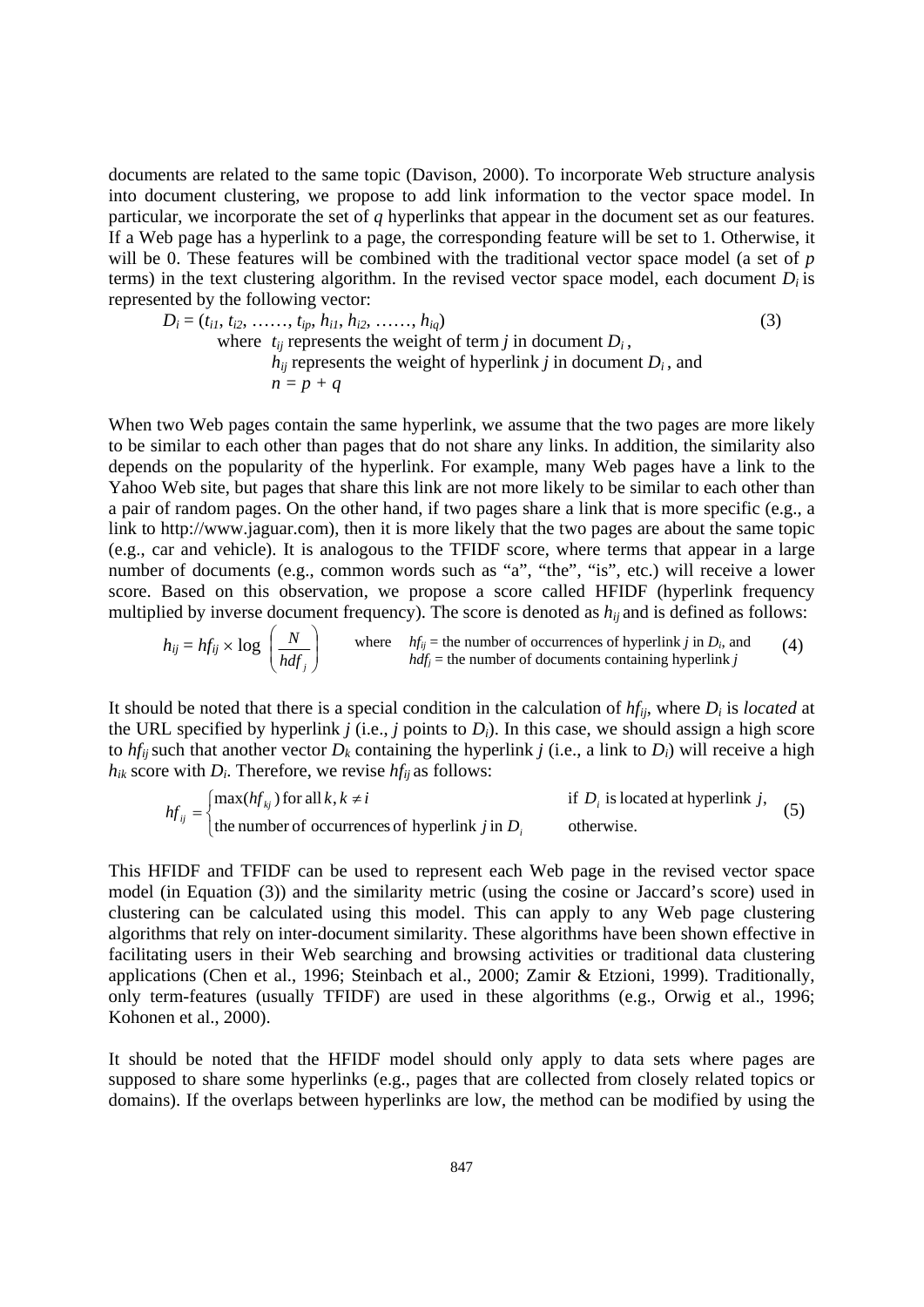documents are related to the same topic (Davison, 2000). To incorporate Web structure analysis into document clustering, we propose to add link information to the vector space model. In particular, we incorporate the set of $q$ hyperlinks that appear in the document set as our features. If a Web page has a hyperlink to a page, the corresponding feature will be set to 1. Otherwise, it will be 0. These features will be combined with the traditional vector space model (a set of $p$ terms) in the text clustering algorithm. In the revised vector space model, each document $D_i$ is represented by the following vector:

$$D_i = (t_{i1}, t_{i2}, \ldots\ldots, t_{ip}, h_{i1}, h_{i2}, \ldots\ldots, h_{iq}) \tag{3}$$

where $t_{ij}$ represents the weight of term $j$ in document $D_i$,
$h_{ij}$ represents the weight of hyperlink $j$ in document $D_i$, and
$n = p + q$

When two Web pages contain the same hyperlink, we assume that the two pages are more likely to be similar to each other than pages that do not share any links. In addition, the similarity also depends on the popularity of the hyperlink. For example, many Web pages have a link to the Yahoo Web site, but pages that share this link are not more likely to be similar to each other than a pair of random pages. On the other hand, if two pages share a link that is more specific (e.g., a link to http://www.jaguar.com), then it is more likely that the two pages are about the same topic (e.g., car and vehicle). It is analogous to the TFIDF score, where terms that appear in a large number of documents (e.g., common words such as "a", "the", "is", etc.) will receive a lower score. Based on this observation, we propose a score called HFIDF (hyperlink frequency multiplied by inverse document frequency). The score is denoted as $h_{ij}$ and is defined as follows:

$$h_{ij} = hf_{ij} \times \log\left(\frac{N}{hdf_j}\right) \tag{4}$$

where $hf_{ij}$ = the number of occurrences of hyperlink $j$ in $D_i$, and
$hdf_i$ = the number of documents containing hyperlink $j$

It should be noted that there is a special condition in the calculation of $hf_{ij}$, where $D_i$ is *located* at the URL specified by hyperlink $j$ (i.e., $j$ points to $D_i$). In this case, we should assign a high score to $hf_{ij}$ such that another vector $D_k$ containing the hyperlink $j$ (i.e., a link to $D_i$) will receive a high $h_{ik}$ score with $D_i$. Therefore, we revise $hf_{ij}$ as follows:

$$hf_{ij} = \begin{cases} \max(hf_{kj}) \text{ for all } k, k \neq i & \text{if } D_i \text{ is located at hyperlink } j, \\ \text{the number of occurrences of hyperlink } j \text{ in } D_i & \text{otherwise.} \end{cases} \tag{5}$$

This HFIDF and TFIDF can be used to represent each Web page in the revised vector space model (in Equation (3)) and the similarity metric (using the cosine or Jaccard's score) used in clustering can be calculated using this model. This can apply to any Web page clustering algorithms that rely on inter-document similarity. These algorithms have been shown effective in facilitating users in their Web searching and browsing activities or traditional data clustering applications (Chen et al., 1996; Steinbach et al., 2000; Zamir & Etzioni, 1999). Traditionally, only term-features (usually TFIDF) are used in these algorithms (e.g., Orwig et al., 1996; Kohonen et al., 2000).

It should be noted that the HFIDF model should only apply to data sets where pages are supposed to share some hyperlinks (e.g., pages that are collected from closely related topics or domains). If the overlaps between hyperlinks are low, the method can be modified by using the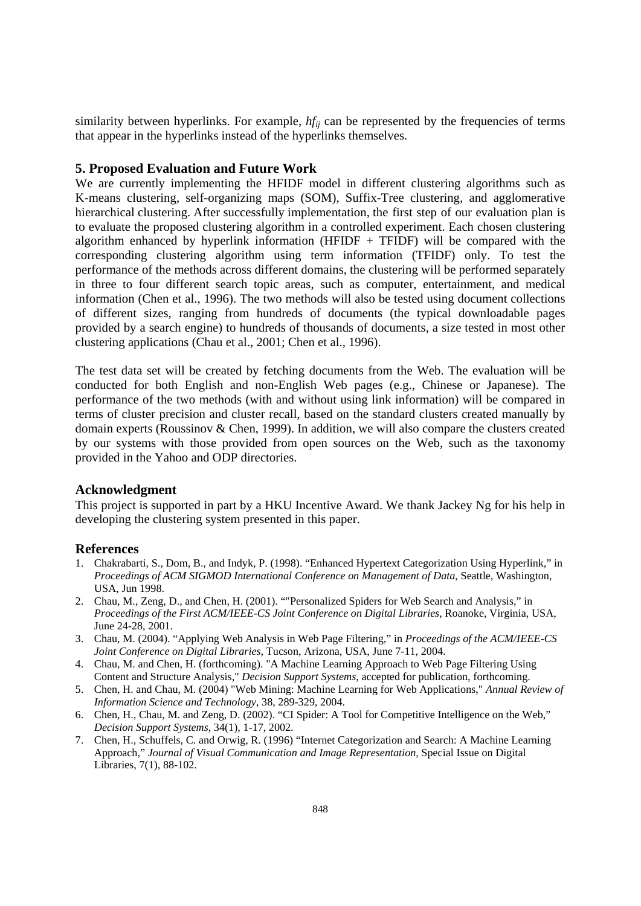similarity between hyperlinks. For example, $hf_{ij}$ can be represented by the frequencies of terms that appear in the hyperlinks instead of the hyperlinks themselves.

## 5. Proposed Evaluation and Future Work

We are currently implementing the HFIDF model in different clustering algorithms such as K-means clustering, self-organizing maps (SOM), Suffix-Tree clustering, and agglomerative hierarchical clustering. After successfully implementation, the first step of our evaluation plan is to evaluate the proposed clustering algorithm in a controlled experiment. Each chosen clustering algorithm enhanced by hyperlink information (HFIDF + TFIDF) will be compared with the corresponding clustering algorithm using term information (TFIDF) only. To test the performance of the methods across different domains, the clustering will be performed separately in three to four different search topic areas, such as computer, entertainment, and medical information (Chen et al., 1996). The two methods will also be tested using document collections of different sizes, ranging from hundreds of documents (the typical downloadable pages provided by a search engine) to hundreds of thousands of documents, a size tested in most other clustering applications (Chau et al., 2001; Chen et al., 1996).

The test data set will be created by fetching documents from the Web. The evaluation will be conducted for both English and non-English Web pages (e.g., Chinese or Japanese). The performance of the two methods (with and without using link information) will be compared in terms of cluster precision and cluster recall, based on the standard clusters created manually by domain experts (Roussinov & Chen, 1999). In addition, we will also compare the clusters created by our systems with those provided from open sources on the Web, such as the taxonomy provided in the Yahoo and ODP directories.

## Acknowledgment

This project is supported in part by a HKU Incentive Award. We thank Jackey Ng for his help in developing the clustering system presented in this paper.

## References

1. Chakrabarti, S., Dom, B., and Indyk, P. (1998). "Enhanced Hypertext Categorization Using Hyperlink," in *Proceedings of ACM SIGMOD International Conference on Management of Data*, Seattle, Washington, USA, Jun 1998.
2. Chau, M., Zeng, D., and Chen, H. (2001). ""Personalized Spiders for Web Search and Analysis," in *Proceedings of the First ACM/IEEE-CS Joint Conference on Digital Libraries*, Roanoke, Virginia, USA, June 24-28, 2001.
3. Chau, M. (2004). "Applying Web Analysis in Web Page Filtering," in *Proceedings of the ACM/IEEE-CS Joint Conference on Digital Libraries*, Tucson, Arizona, USA, June 7-11, 2004.
4. Chau, M. and Chen, H. (forthcoming). "A Machine Learning Approach to Web Page Filtering Using Content and Structure Analysis," *Decision Support Systems*, accepted for publication, forthcoming.
5. Chen, H. and Chau, M. (2004) "Web Mining: Machine Learning for Web Applications," *Annual Review of Information Science and Technology*, 38, 289-329, 2004.
6. Chen, H., Chau, M. and Zeng, D. (2002). "CI Spider: A Tool for Competitive Intelligence on the Web," *Decision Support Systems*, 34(1), 1-17, 2002.
7. Chen, H., Schuffels, C. and Orwig, R. (1996) "Internet Categorization and Search: A Machine Learning Approach," *Journal of Visual Communication and Image Representation*, Special Issue on Digital Libraries, 7(1), 88-102.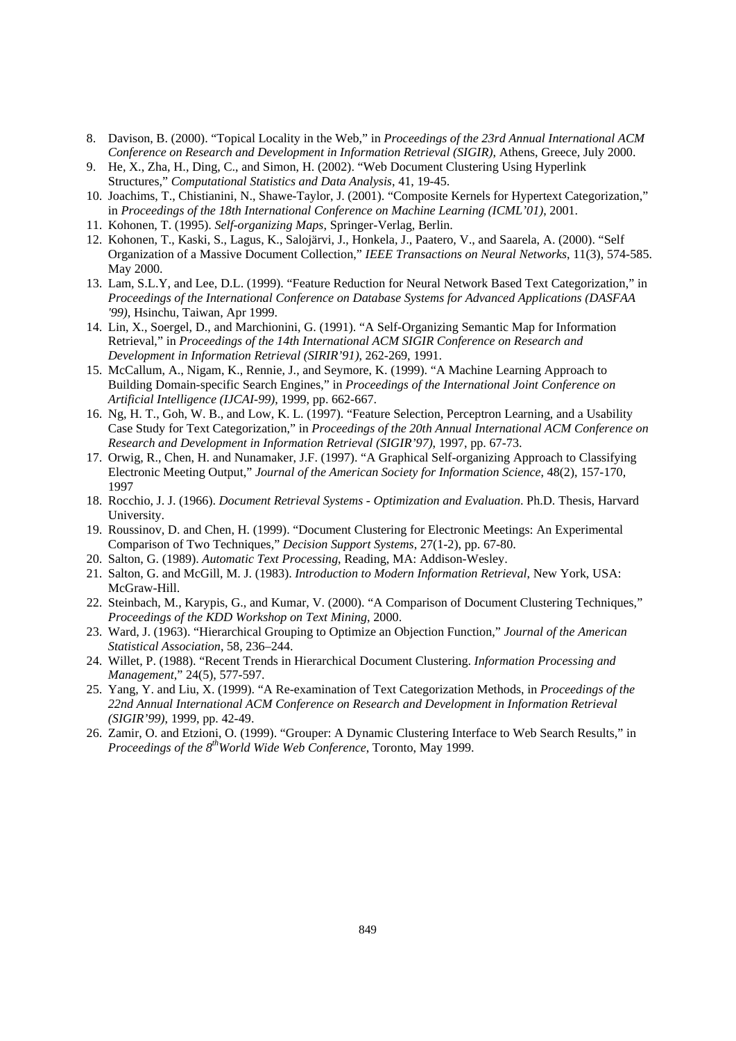8. Davison, B. (2000). "Topical Locality in the Web," in *Proceedings of the 23rd Annual International ACM Conference on Research and Development in Information Retrieval (SIGIR)*, Athens, Greece, July 2000.
9. He, X., Zha, H., Ding, C., and Simon, H. (2002). "Web Document Clustering Using Hyperlink Structures," *Computational Statistics and Data Analysis*, 41, 19-45.
10. Joachims, T., Chistianini, N., Shawe-Taylor, J. (2001). "Composite Kernels for Hypertext Categorization," in *Proceedings of the 18th International Conference on Machine Learning (ICML'01)*, 2001.
11. Kohonen, T. (1995). *Self-organizing Maps*, Springer-Verlag, Berlin.
12. Kohonen, T., Kaski, S., Lagus, K., Salojärvi, J., Honkela, J., Paatero, V., and Saarela, A. (2000). "Self Organization of a Massive Document Collection," *IEEE Transactions on Neural Networks*, 11(3), 574-585. May 2000.
13. Lam, S.L.Y, and Lee, D.L. (1999). "Feature Reduction for Neural Network Based Text Categorization," in *Proceedings of the International Conference on Database Systems for Advanced Applications (DASFAA '99)*, Hsinchu, Taiwan, Apr 1999.
14. Lin, X., Soergel, D., and Marchionini, G. (1991). "A Self-Organizing Semantic Map for Information Retrieval," in *Proceedings of the 14th International ACM SIGIR Conference on Research and Development in Information Retrieval (SIRIR'91)*, 262-269, 1991.
15. McCallum, A., Nigam, K., Rennie, J., and Seymore, K. (1999). "A Machine Learning Approach to Building Domain-specific Search Engines," in *Proceedings of the International Joint Conference on Artificial Intelligence (IJCAI-99)*, 1999, pp. 662-667.
16. Ng, H. T., Goh, W. B., and Low, K. L. (1997). "Feature Selection, Perceptron Learning, and a Usability Case Study for Text Categorization," in *Proceedings of the 20th Annual International ACM Conference on Research and Development in Information Retrieval (SIGIR'97)*, 1997, pp. 67-73.
17. Orwig, R., Chen, H. and Nunamaker, J.F. (1997). "A Graphical Self-organizing Approach to Classifying Electronic Meeting Output," *Journal of the American Society for Information Science*, 48(2), 157-170, 1997
18. Rocchio, J. J. (1966). *Document Retrieval Systems - Optimization and Evaluation*. Ph.D. Thesis, Harvard University.
19. Roussinov, D. and Chen, H. (1999). "Document Clustering for Electronic Meetings: An Experimental Comparison of Two Techniques," *Decision Support Systems*, 27(1-2), pp. 67-80.
20. Salton, G. (1989). *Automatic Text Processing*, Reading, MA: Addison-Wesley.
21. Salton, G. and McGill, M. J. (1983). *Introduction to Modern Information Retrieval*, New York, USA: McGraw-Hill.
22. Steinbach, M., Karypis, G., and Kumar, V. (2000). "A Comparison of Document Clustering Techniques," *Proceedings of the KDD Workshop on Text Mining*, 2000.
23. Ward, J. (1963). "Hierarchical Grouping to Optimize an Objection Function," *Journal of the American Statistical Association*, 58, 236–244.
24. Willet, P. (1988). "Recent Trends in Hierarchical Document Clustering. *Information Processing and Management*," 24(5), 577-597.
25. Yang, Y. and Liu, X. (1999). "A Re-examination of Text Categorization Methods, in *Proceedings of the 22nd Annual International ACM Conference on Research and Development in Information Retrieval (SIGIR'99)*, 1999, pp. 42-49.
26. Zamir, O. and Etzioni, O. (1999). "Grouper: A Dynamic Clustering Interface to Web Search Results," in *Proceedings of the 8th World Wide Web Conference*, Toronto, May 1999.